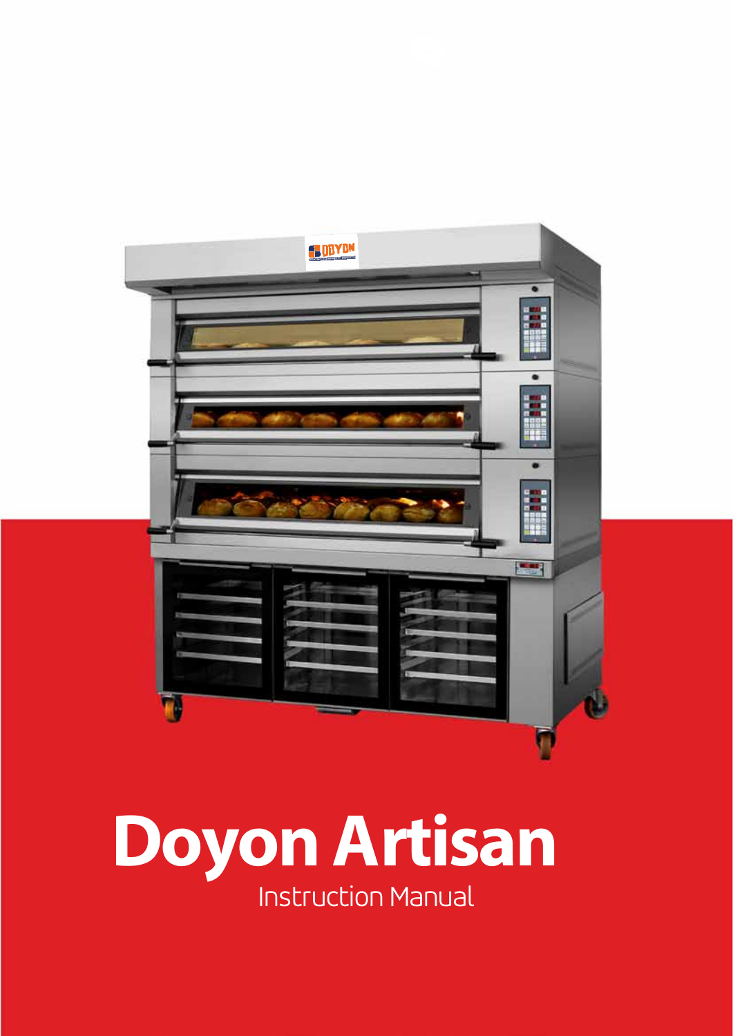# Doyon Artisan

Instruction Manual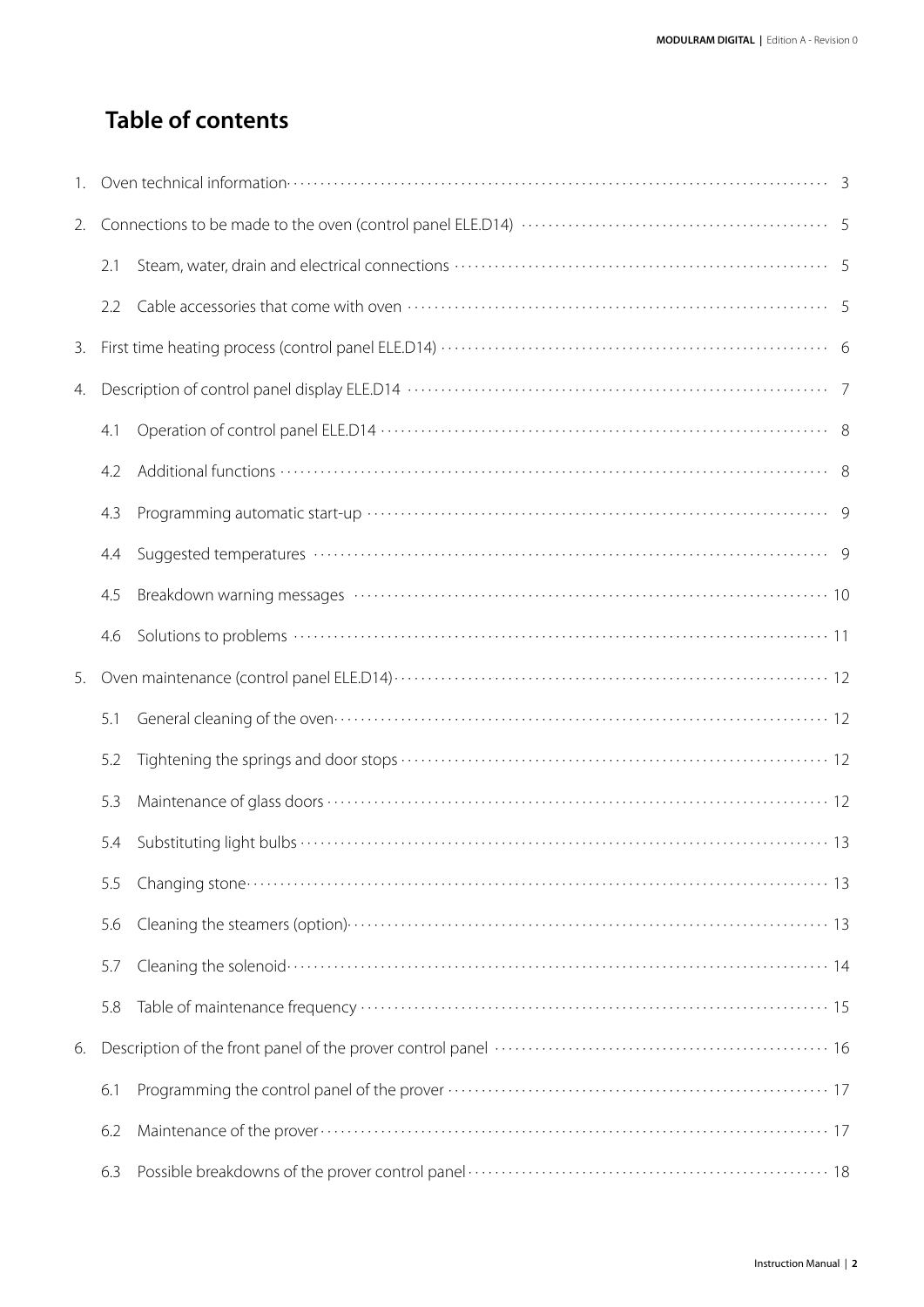# Table of contents

1. Oven technical information ..... 3
2. Connections to be made to the oven (control panel ELE.D14) ..... 5
   - 2.1 Steam, water, drain and electrical connections ..... 5
   - 2.2 Cable accessories that come with oven ..... 5
3. First time heating process (control panel ELE.D14) ..... 6
4. Description of control panel display ELE.D14 ..... 7
   - 4.1 Operation of control panel ELE.D14 ..... 8
   - 4.2 Additional functions ..... 8
   - 4.3 Programming automatic start-up ..... 9
   - 4.4 Suggested temperatures ..... 9
   - 4.5 Breakdown warning messages ..... 10
   - 4.6 Solutions to problems ..... 11
5. Oven maintenance (control panel ELE.D14) ..... 12
   - 5.1 General cleaning of the oven ..... 12
   - 5.2 Tightening the springs and door stops ..... 12
   - 5.3 Maintenance of glass doors ..... 12
   - 5.4 Substituting light bulbs ..... 13
   - 5.5 Changing stone ..... 13
   - 5.6 Cleaning the steamers (option) ..... 13
   - 5.7 Cleaning the solenoid ..... 14
   - 5.8 Table of maintenance frequency ..... 15
6. Description of the front panel of the prover control panel ..... 16
   - 6.1 Programming the control panel of the prover ..... 17
   - 6.2 Maintenance of the prover ..... 17
   - 6.3 Possible breakdowns of the prover control panel ..... 18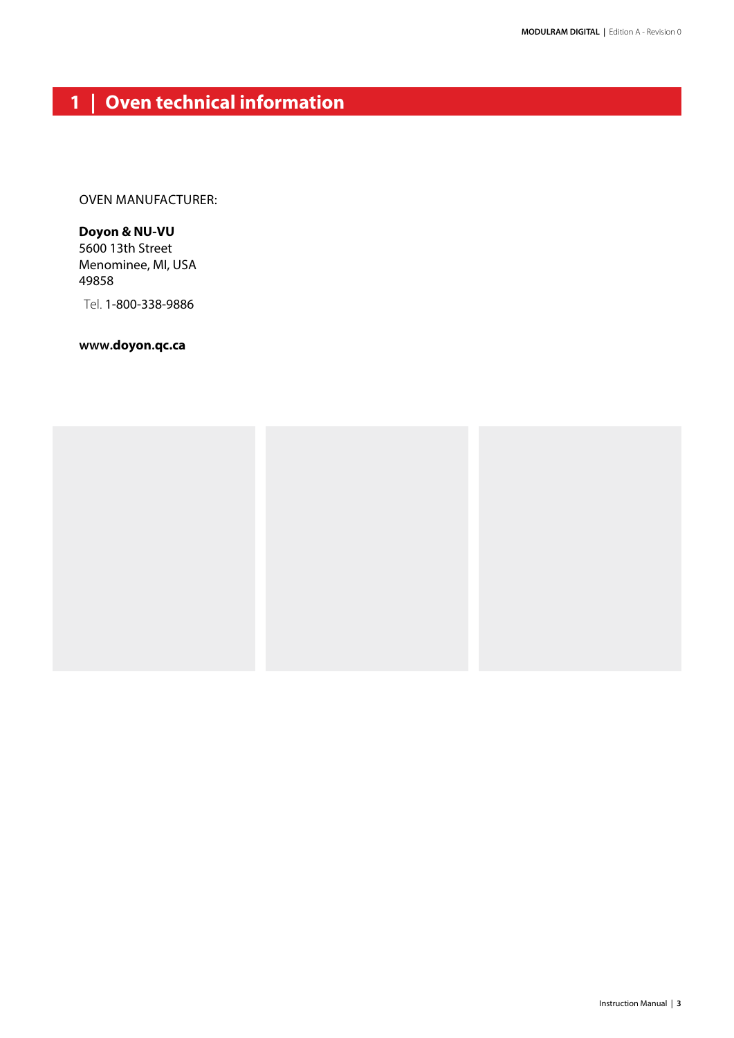# 1 | Oven technical information

OVEN MANUFACTURER:

**Doyon & NU-VU**
5600 13th Street
Menominee, MI, USA
49858

Tel. 1-800-338-9886

**www.doyon.qc.ca**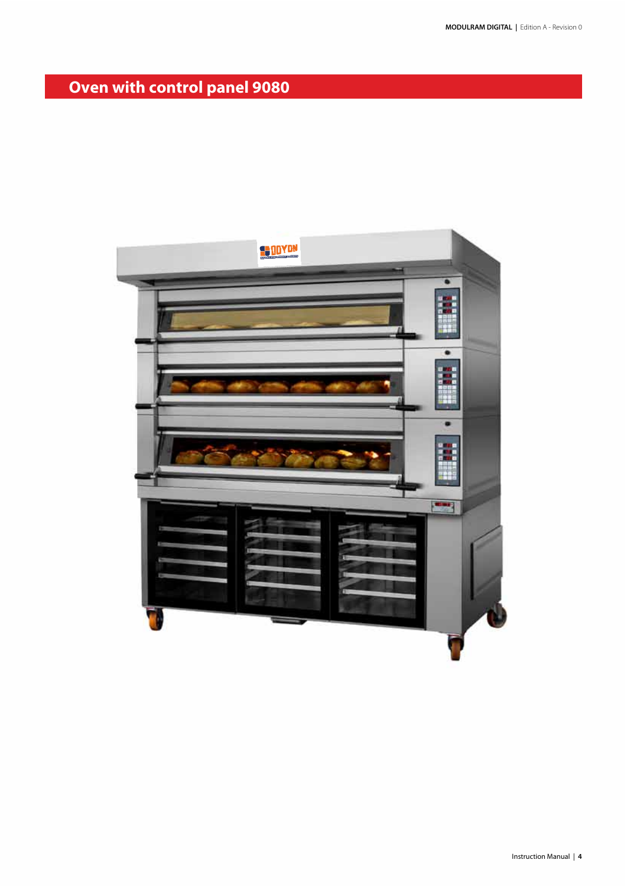# Oven with control panel 9080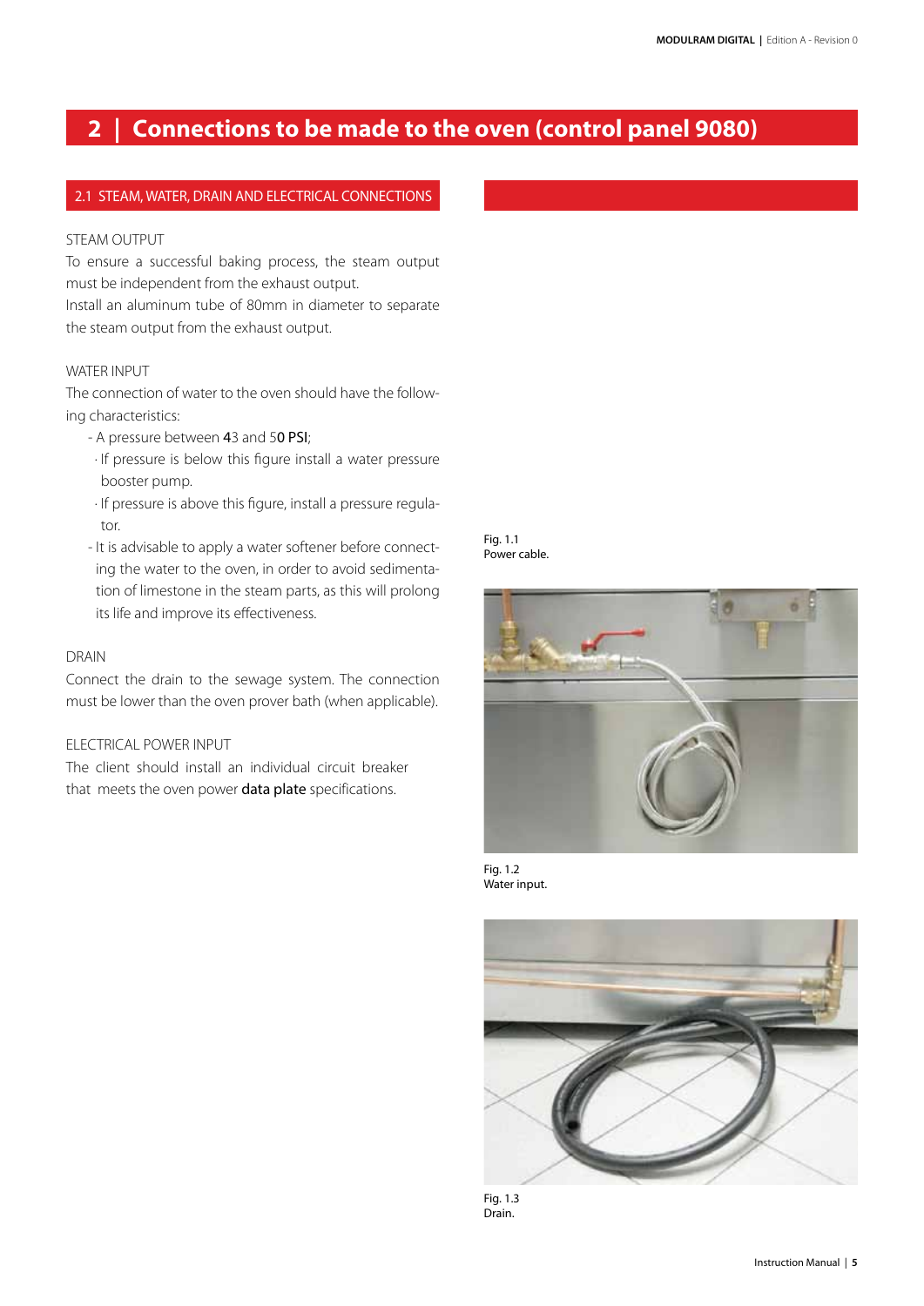# 2 | Connections to be made to the oven (control panel 9080)

## 2.1 STEAM, WATER, DRAIN AND ELECTRICAL CONNECTIONS

STEAM OUTPUT

To ensure a successful baking process, the steam output must be independent from the exhaust output.
Install an aluminum tube of 80mm in diameter to separate the steam output from the exhaust output.

WATER INPUT

The connection of water to the oven should have the following characteristics:

- A pressure between 43 and 50 PSI;
  - If pressure is below this figure install a water pressure booster pump.
  - If pressure is above this figure, install a pressure regulator.
- It is advisable to apply a water softener before connecting the water to the oven, in order to avoid sedimentation of limestone in the steam parts, as this will prolong its life and improve its effectiveness.

DRAIN

Connect the drain to the sewage system. The connection must be lower than the oven prover bath (when applicable).

ELECTRICAL POWER INPUT

The client should install an individual circuit breaker that meets the oven power **data plate** specifications.

Fig. 1.1
Power cable.

Fig. 1.2
Water input.

Fig. 1.3
Drain.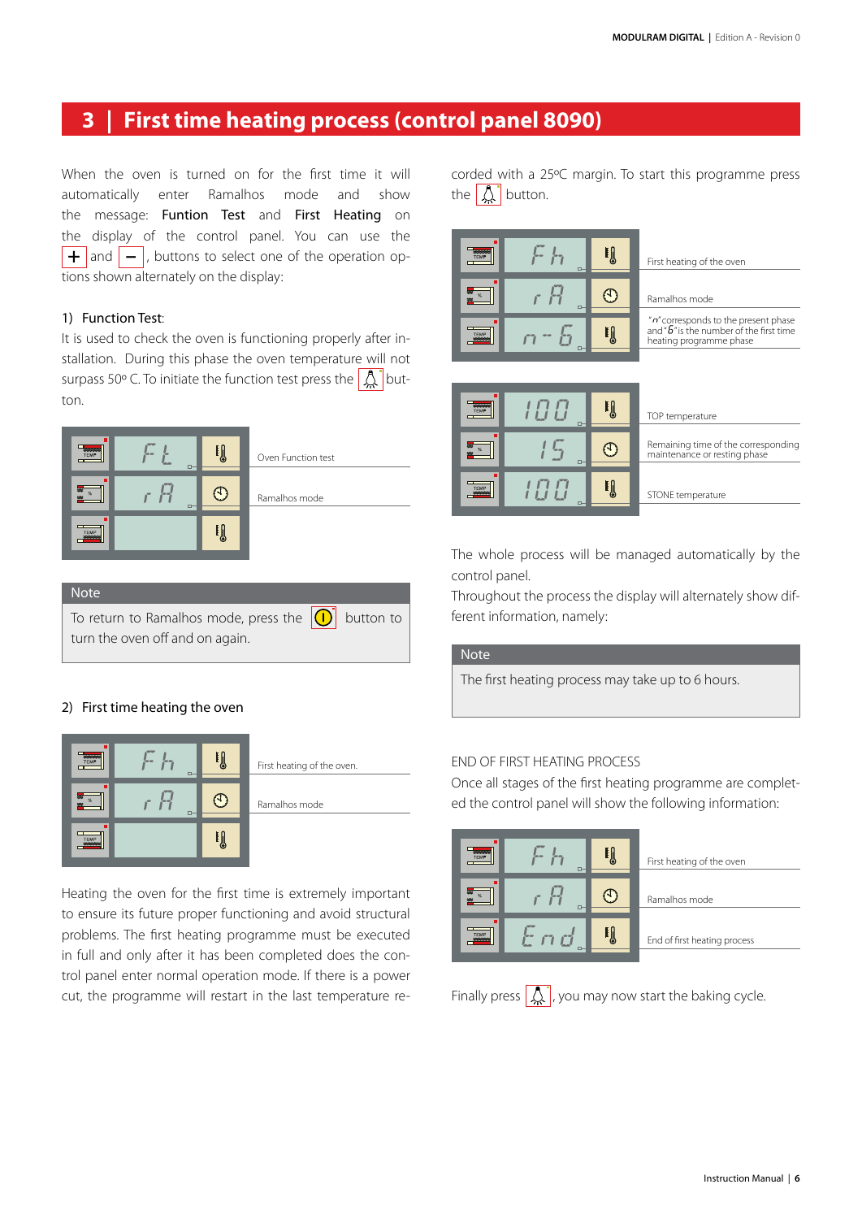## 3 | First time heating process (control panel 8090)

When the oven is turned on for the first time it will automatically enter Ramalhos mode and show the message: Funtion Test and First Heating on the display of the control panel. You can use the + and − , buttons to select one of the operation options shown alternately on the display:

1) Function Test:

It is used to check the oven is functioning properly after installation. During this phase the oven temperature will not surpass 50º C. To initiate the function test press the button.

| Display | Description |
|---|---|
| F t | Oven Function test |
| r A | Ramalhos mode |
| | |

**Note**

To return to Ramalhos mode, press the button to turn the oven off and on again.

2) First time heating the oven

| Display | Description |
|---|---|
| F h | First heating of the oven. |
| r A | Ramalhos mode |
| | |

Heating the oven for the first time is extremely important to ensure its future proper functioning and avoid structural problems. The first heating programme must be executed in full and only after it has been completed does the control panel enter normal operation mode. If there is a power cut, the programme will restart in the last temperature recorded with a 25ºC margin. To start this programme press the button.

| Display | Description |
|---|---|
| F h | First heating of the oven |
| r A | Ramalhos mode |
| n - 6 | "n" corresponds to the present phase and "6" is the number of the first time heating programme phase |

| Display | Description |
|---|---|
| 100 | TOP temperature |
| 15 | Remaining time of the corresponding maintenance or resting phase |
| 100 | STONE temperature |

The whole process will be managed automatically by the control panel.

Throughout the process the display will alternately show different information, namely:

**Note**

The first heating process may take up to 6 hours.

END OF FIRST HEATING PROCESS

Once all stages of the first heating programme are completed the control panel will show the following information:

| Display | Description |
|---|---|
| F h | First heating of the oven |
| r A | Ramalhos mode |
| End | End of first heating process |

Finally press , you may now start the baking cycle.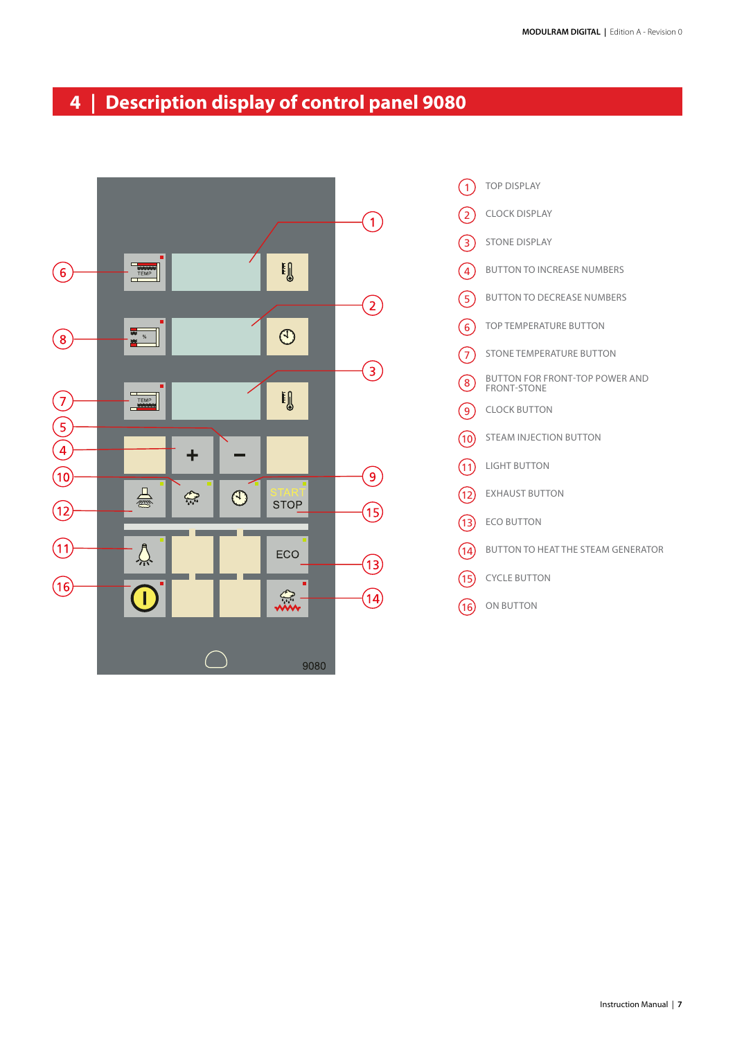# 4 | Description display of control panel 9080

1. TOP DISPLAY
2. CLOCK DISPLAY
3. STONE DISPLAY
4. BUTTON TO INCREASE NUMBERS
5. BUTTON TO DECREASE NUMBERS
6. TOP TEMPERATURE BUTTON
7. STONE TEMPERATURE BUTTON
8. BUTTON FOR FRONT-TOP POWER AND FRONT-STONE
9. CLOCK BUTTON
10. STEAM INJECTION BUTTON
11. LIGHT BUTTON
12. EXHAUST BUTTON
13. ECO BUTTON
14. BUTTON TO HEAT THE STEAM GENERATOR
15. CYCLE BUTTON
16. ON BUTTON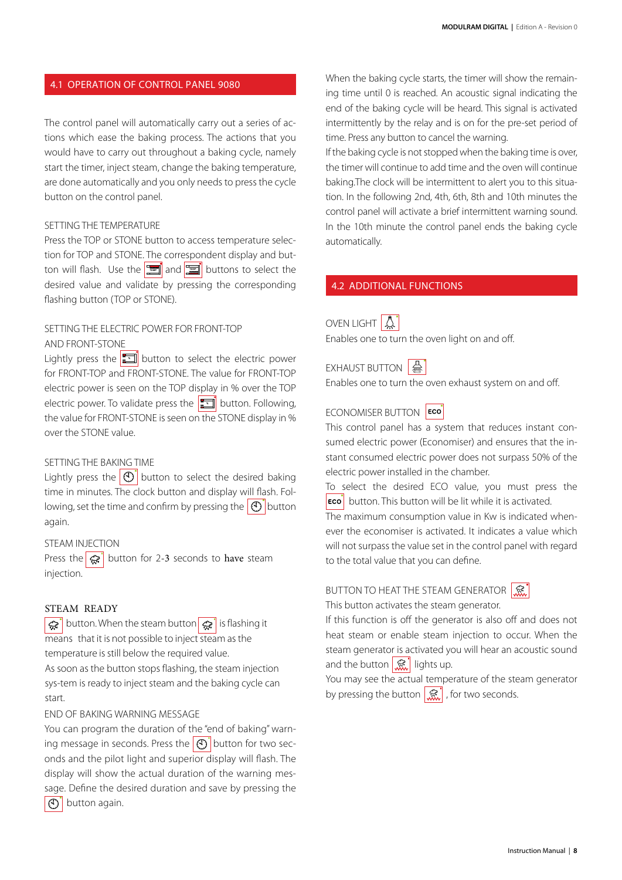## 4.1 OPERATION OF CONTROL PANEL 9080

The control panel will automatically carry out a series of actions which ease the baking process. The actions that you would have to carry out throughout a baking cycle, namely start the timer, inject steam, change the baking temperature, are done automatically and you only needs to press the cycle button on the control panel.

SETTING THE TEMPERATURE

Press the TOP or STONE button to access temperature selection for TOP and STONE. The correspondent display and button will flash. Use the and buttons to select the desired value and validate by pressing the corresponding flashing button (TOP or STONE).

SETTING THE ELECTRIC POWER FOR FRONT-TOP AND FRONT-STONE

Lightly press the button to select the electric power for FRONT-TOP and FRONT-STONE. The value for FRONT-TOP electric power is seen on the TOP display in % over the TOP electric power. To validate press the button. Following, the value for FRONT-STONE is seen on the STONE display in % over the STONE value.

SETTING THE BAKING TIME

Lightly press the button to select the desired baking time in minutes. The clock button and display will flash. Following, set the time and confirm by pressing the button again.

STEAM INJECTION

Press the button for 2-3 seconds to have steam injection.

STEAM READY

button. When the steam button is flashing it means that it is not possible to inject steam as the temperature is still below the required value.

As soon as the button stops flashing, the steam injection sys-tem is ready to inject steam and the baking cycle can start.

END OF BAKING WARNING MESSAGE

You can program the duration of the "end of baking" warning message in seconds. Press the button for two seconds and the pilot light and superior display will flash. The display will show the actual duration of the warning message. Define the desired duration and save by pressing the button again.

When the baking cycle starts, the timer will show the remaining time until 0 is reached. An acoustic signal indicating the end of the baking cycle will be heard. This signal is activated intermittently by the relay and is on for the pre-set period of time. Press any button to cancel the warning.

If the baking cycle is not stopped when the baking time is over, the timer will continue to add time and the oven will continue baking.The clock will be intermittent to alert you to this situation. In the following 2nd, 4th, 6th, 8th and 10th minutes the control panel will activate a brief intermittent warning sound. In the 10th minute the control panel ends the baking cycle automatically.

## 4.2 ADDITIONAL FUNCTIONS

OVEN LIGHT

Enables one to turn the oven light on and off.

EXHAUST BUTTON

Enables one to turn the oven exhaust system on and off.

ECONOMISER BUTTON ECO

This control panel has a system that reduces instant consumed electric power (Economiser) and ensures that the instant consumed electric power does not surpass 50% of the electric power installed in the chamber.

To select the desired ECO value, you must press the ECO button. This button will be lit while it is activated.

The maximum consumption value in Kw is indicated whenever the economiser is activated. It indicates a value which will not surpass the value set in the control panel with regard to the total value that you can define.

BUTTON TO HEAT THE STEAM GENERATOR

This button activates the steam generator.

If this function is off the generator is also off and does not heat steam or enable steam injection to occur. When the steam generator is activated you will hear an acoustic sound and the button lights up.

You may see the actual temperature of the steam generator by pressing the button , for two seconds.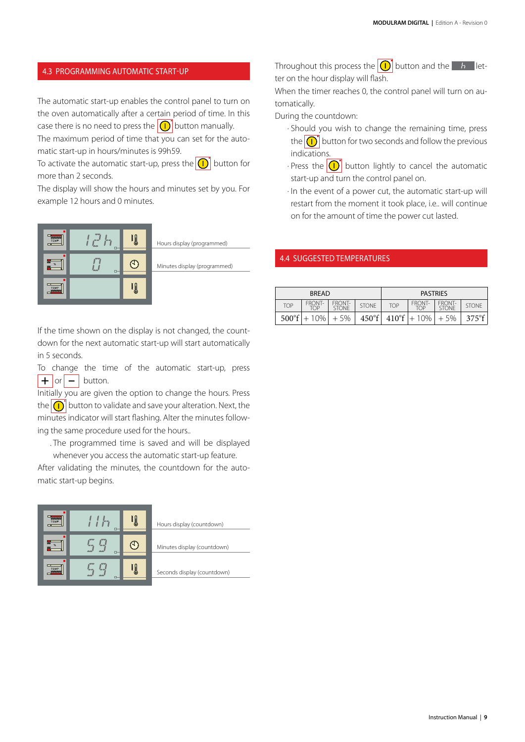## 4.3 PROGRAMMING AUTOMATIC START-UP

The automatic start-up enables the control panel to turn on the oven automatically after a certain period of time. In this case there is no need to press the button manually.

The maximum period of time that you can set for the automatic start-up in hours/minutes is 99h59.

To activate the automatic start-up, press the button for more than 2 seconds.

The display will show the hours and minutes set by you. For example 12 hours and 0 minutes.

12h — Hours display (programmed)

0 — Minutes display (programmed)

If the time shown on the display is not changed, the countdown for the next automatic start-up will start automatically in 5 seconds.

To change the time of the automatic start-up, press + or − button.

Initially you are given the option to change the hours. Press the button to validate and save your alteration. Next, the minutes indicator will start flashing. Alter the minutes following the same procedure used for the hours..

. The programmed time is saved and will be displayed whenever you access the automatic start-up feature.

After validating the minutes, the countdown for the automatic start-up begins.

11h — Hours display (countdown)

59 — Minutes display (countdown)

59 — Seconds display (countdown)

Throughout this process the button and the h letter on the hour display will flash.

When the timer reaches 0, the control panel will turn on automatically.

During the countdown:

- Should you wish to change the remaining time, press the button for two seconds and follow the previous indications.
- Press the button lightly to cancel the automatic start-up and turn the control panel on.
- In the event of a power cut, the automatic start-up will restart from the moment it took place, i.e.. will continue on for the amount of time the power cut lasted.

## 4.4 SUGGESTED TEMPERATURES

| BREAD | | | | PASTRIES | | | |
|---|---|---|---|---|---|---|---|
| TOP | FRONT-TOP | FRONT-STONE | STONE | TOP | FRONT-TOP | FRONT-STONE | STONE |
| 500°f | + 10% | + 5% | 450°f | 410°f | + 10% | + 5% | 375°f |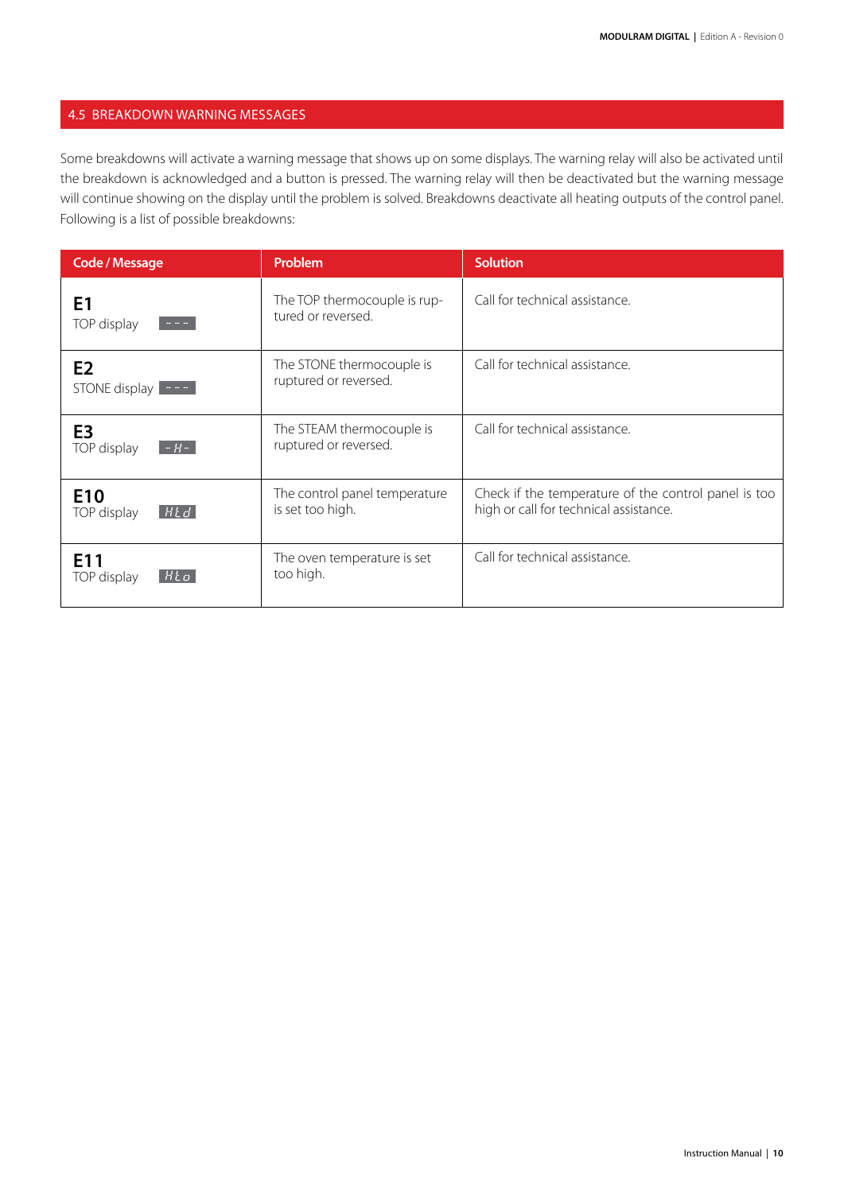## 4.5 BREAKDOWN WARNING MESSAGES

Some breakdowns will activate a warning message that shows up on some displays. The warning relay will also be activated until the breakdown is acknowledged and a button is pressed. The warning relay will then be deactivated but the warning message will continue showing on the display until the problem is solved. Breakdowns deactivate all heating outputs of the control panel. Following is a list of possible breakdowns:

| Code / Message | Problem | Solution |
|---|---|---|
| **E1** TOP display `- - -` | The TOP thermocouple is ruptured or reversed. | Call for technical assistance. |
| **E2** STONE display `- - -` | The STONE thermocouple is ruptured or reversed. | Call for technical assistance. |
| **E3** TOP display `- H -` | The STEAM thermocouple is ruptured or reversed. | Call for technical assistance. |
| **E10** TOP display `HtD` | The control panel temperature is set too high. | Check if the temperature of the control panel is too high or call for technical assistance. |
| **E11** TOP display `Hto` | The oven temperature is set too high. | Call for technical assistance. |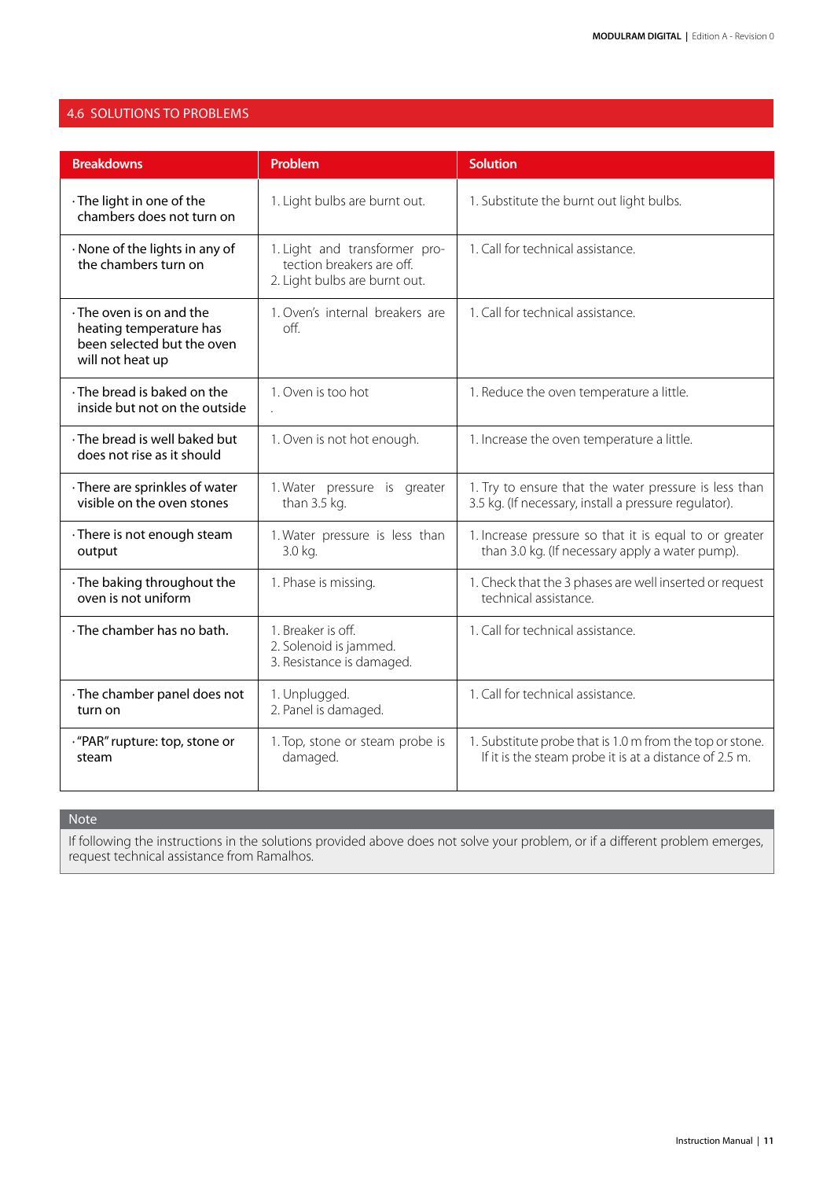## 4.6 SOLUTIONS TO PROBLEMS

| Breakdowns | Problem | Solution |
|---|---|---|
| · The light in one of the chambers does not turn on | 1. Light bulbs are burnt out. | 1. Substitute the burnt out light bulbs. |
| · None of the lights in any of the chambers turn on | 1. Light and transformer protection breakers are off.<br>2. Light bulbs are burnt out. | 1. Call for technical assistance. |
| · The oven is on and the heating temperature has been selected but the oven will not heat up | 1. Oven's internal breakers are off. | 1. Call for technical assistance. |
| · The bread is baked on the inside but not on the outside | 1. Oven is too hot<br>. | 1. Reduce the oven temperature a little. |
| · The bread is well baked but does not rise as it should | 1. Oven is not hot enough. | 1. Increase the oven temperature a little. |
| · There are sprinkles of water visible on the oven stones | 1. Water pressure is greater than 3.5 kg. | 1. Try to ensure that the water pressure is less than 3.5 kg. (If necessary, install a pressure regulator). |
| · There is not enough steam output | 1. Water pressure is less than 3.0 kg. | 1. Increase pressure so that it is equal to or greater than 3.0 kg. (If necessary apply a water pump). |
| · The baking throughout the oven is not uniform | 1. Phase is missing. | 1. Check that the 3 phases are well inserted or request technical assistance. |
| · The chamber has no bath. | 1. Breaker is off.<br>2. Solenoid is jammed.<br>3. Resistance is damaged. | 1. Call for technical assistance. |
| · The chamber panel does not turn on | 1. Unplugged.<br>2. Panel is damaged. | 1. Call for technical assistance. |
| · "PAR" rupture: top, stone or steam | 1. Top, stone or steam probe is damaged. | 1. Substitute probe that is 1.0 m from the top or stone. If it is the steam probe it is at a distance of 2.5 m. |

**Note**

If following the instructions in the solutions provided above does not solve your problem, or if a different problem emerges, request technical assistance from Ramalhos.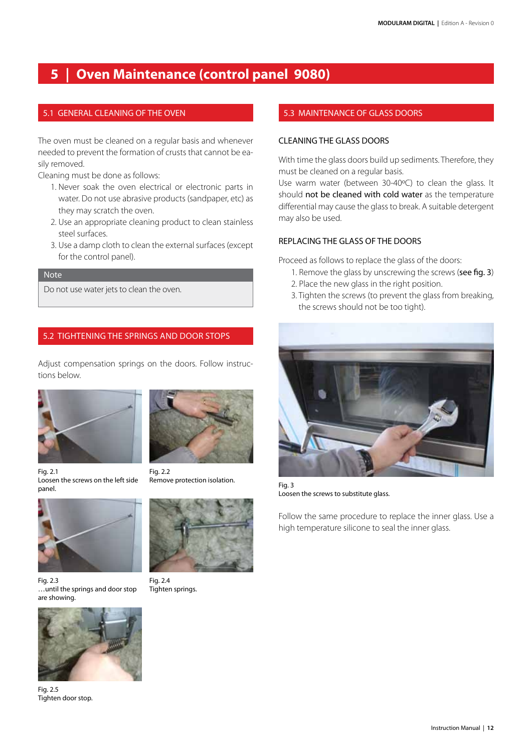# 5 | Oven Maintenance (control panel 9080)

## 5.1 GENERAL CLEANING OF THE OVEN

The oven must be cleaned on a regular basis and whenever needed to prevent the formation of crusts that cannot be easily removed.

Cleaning must be done as follows:

1. Never soak the oven electrical or electronic parts in water. Do not use abrasive products (sandpaper, etc) as they may scratch the oven.
2. Use an appropriate cleaning product to clean stainless steel surfaces.
3. Use a damp cloth to clean the external surfaces (except for the control panel).

**Note**

Do not use water jets to clean the oven.

## 5.2 TIGHTENING THE SPRINGS AND DOOR STOPS

Adjust compensation springs on the doors. Follow instructions below.

Fig. 2.1
Loosen the screws on the left side panel.

Fig. 2.2
Remove protection isolation.

Fig. 2.3
…until the springs and door stop are showing.

Fig. 2.4
Tighten springs.

Fig. 2.5
Tighten door stop.

## 5.3 MAINTENANCE OF GLASS DOORS

### CLEANING THE GLASS DOORS

With time the glass doors build up sediments. Therefore, they must be cleaned on a regular basis.

Use warm water (between 30-40ºC) to clean the glass. It should not be cleaned with cold water as the temperature differential may cause the glass to break. A suitable detergent may also be used.

### REPLACING THE GLASS OF THE DOORS

Proceed as follows to replace the glass of the doors:

1. Remove the glass by unscrewing the screws (see fig. 3)
2. Place the new glass in the right position.
3. Tighten the screws (to prevent the glass from breaking, the screws should not be too tight).

Fig. 3
Loosen the screws to substitute glass.

Follow the same procedure to replace the inner glass. Use a high temperature silicone to seal the inner glass.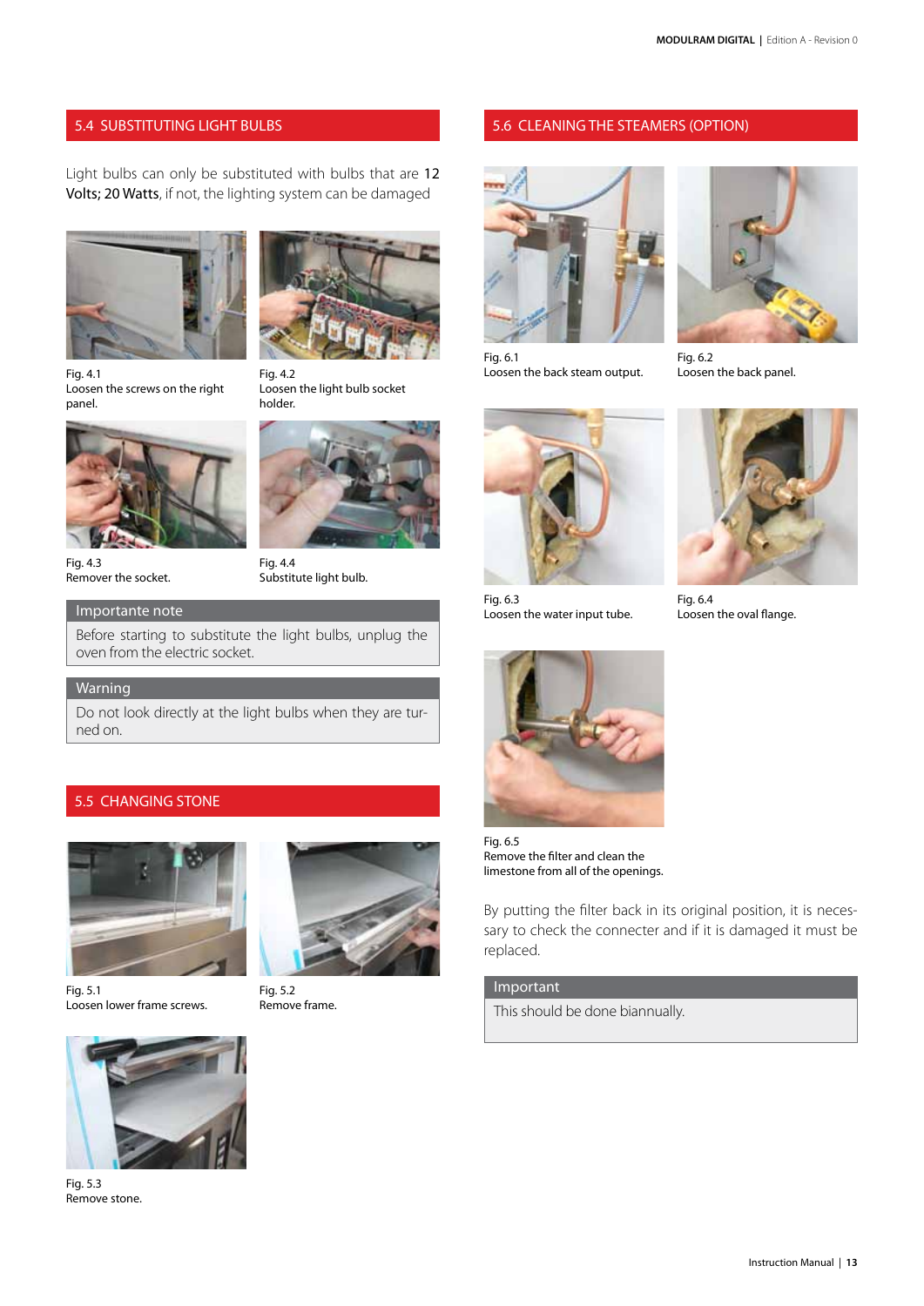## 5.4 SUBSTITUTING LIGHT BULBS

Light bulbs can only be substituted with bulbs that are **12 Volts; 20 Watts**, if not, the lighting system can be damaged

Fig. 4.1
Loosen the screws on the right panel.

Fig. 4.2
Loosen the light bulb socket holder.

Fig. 4.3
Remover the socket.

Fig. 4.4
Substitute light bulb.

**Importante note**

Before starting to substitute the light bulbs, unplug the oven from the electric socket.

**Warning**

Do not look directly at the light bulbs when they are turned on.

## 5.5 CHANGING STONE

Fig. 5.1
Loosen lower frame screws.

Fig. 5.2
Remove frame.

Fig. 5.3
Remove stone.

## 5.6 CLEANING THE STEAMERS (OPTION)

Fig. 6.1
Loosen the back steam output.

Fig. 6.2
Loosen the back panel.

Fig. 6.3
Loosen the water input tube.

Fig. 6.4
Loosen the oval flange.

Fig. 6.5
Remove the filter and clean the limestone from all of the openings.

By putting the filter back in its original position, it is necessary to check the connecter and if it is damaged it must be replaced.

**Important**

This should be done biannually.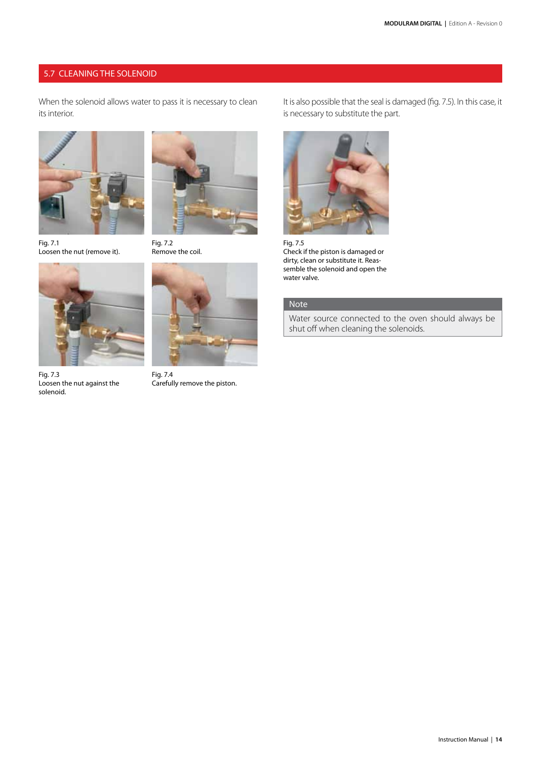## 5.7 CLEANING THE SOLENOID

When the solenoid allows water to pass it is necessary to clean its interior.

Fig. 7.1
Loosen the nut (remove it).

Fig. 7.2
Remove the coil.

Fig. 7.3
Loosen the nut against the solenoid.

Fig. 7.4
Carefully remove the piston.

It is also possible that the seal is damaged (fig. 7.5). In this case, it is necessary to substitute the part.

Fig. 7.5
Check if the piston is damaged or dirty, clean or substitute it. Reassemble the solenoid and open the water valve.

**Note**

Water source connected to the oven should always be shut off when cleaning the solenoids.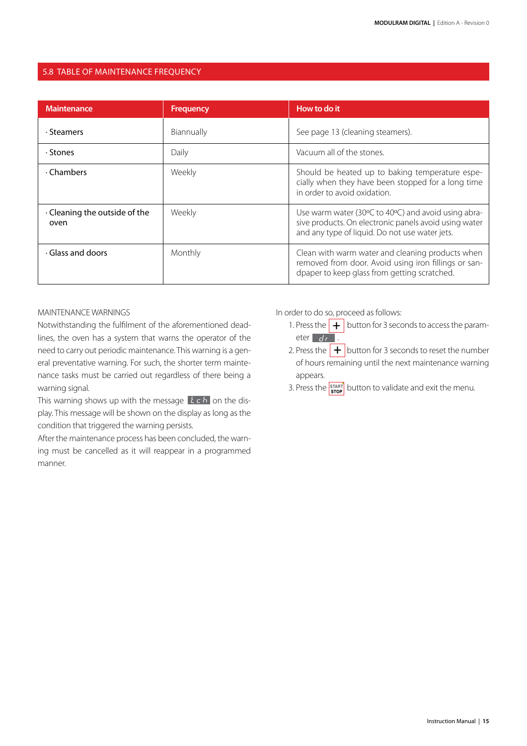## 5.8 TABLE OF MAINTENANCE FREQUENCY

| Maintenance | Frequency | How to do it |
|---|---|---|
| · Steamers | Biannually | See page 13 (cleaning steamers). |
| · Stones | Daily | Vacuum all of the stones. |
| · Chambers | Weekly | Should be heated up to baking temperature especially when they have been stopped for a long time in order to avoid oxidation. |
| · Cleaning the outside of the oven | Weekly | Use warm water (30ºC to 40ºC) and avoid using abrasive products. On electronic panels avoid using water and any type of liquid. Do not use water jets. |
| · Glass and doors | Monthly | Clean with warm water and cleaning products when removed from door. Avoid using iron fillings or sandpaper to keep glass from getting scratched. |

MAINTENANCE WARNINGS

Notwithstanding the fulfilment of the aforementioned deadlines, the oven has a system that warns the operator of the need to carry out periodic maintenance. This warning is a general preventative warning. For such, the shorter term maintenance tasks must be carried out regardless of there being a warning signal.

This warning shows up with the message tch on the display. This message will be shown on the display as long as the condition that triggered the warning persists.

After the maintenance process has been concluded, the warning must be cancelled as it will reappear in a programmed manner.

In order to do so, proceed as follows:

1. Press the + button for 3 seconds to access the parameter dr .
2. Press the + button for 3 seconds to reset the number of hours remaining until the next maintenance warning appears.
3. Press the START STOP button to validate and exit the menu.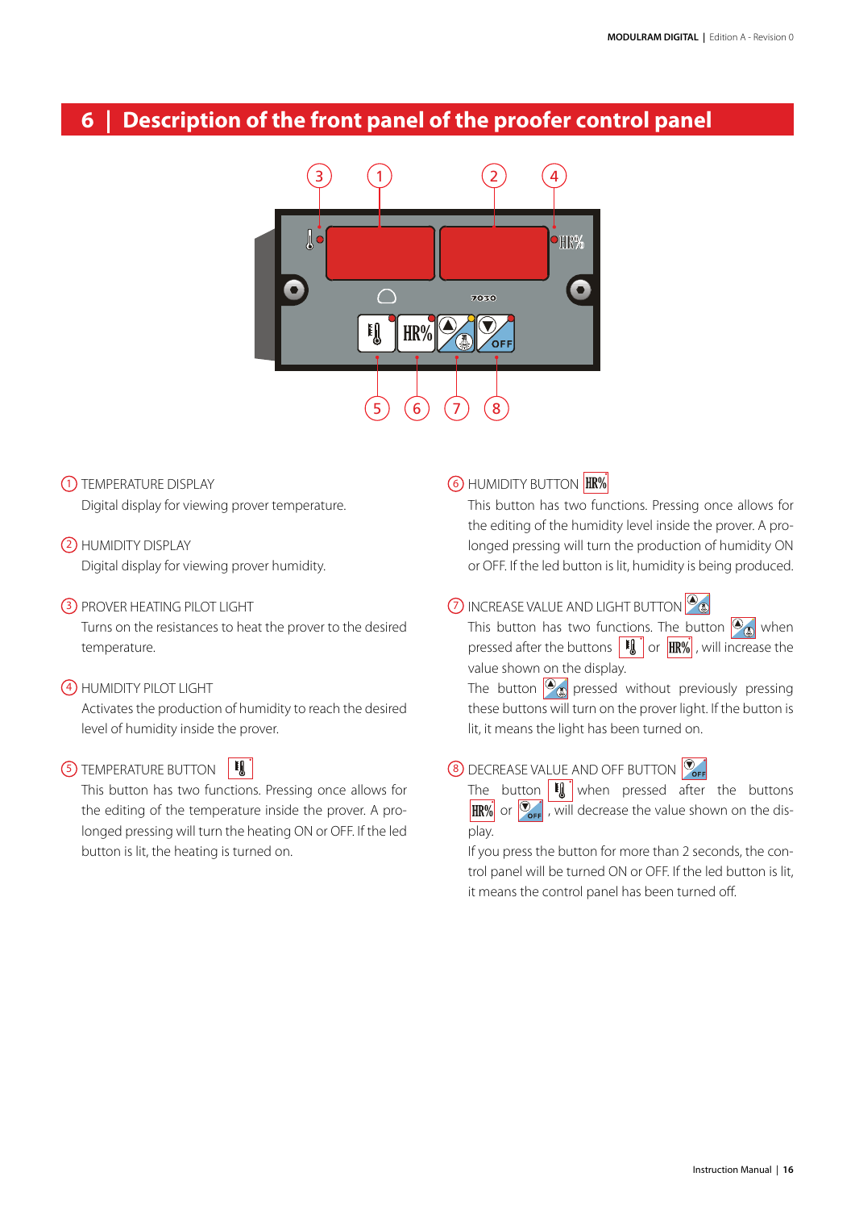# 6 | Description of the front panel of the proofer control panel

① TEMPERATURE DISPLAY

Digital display for viewing prover temperature.

② HUMIDITY DISPLAY

Digital display for viewing prover humidity.

③ PROVER HEATING PILOT LIGHT

Turns on the resistances to heat the prover to the desired temperature.

④ HUMIDITY PILOT LIGHT

Activates the production of humidity to reach the desired level of humidity inside the prover.

⑤ TEMPERATURE BUTTON

This button has two functions. Pressing once allows for the editing of the temperature inside the prover. A prolonged pressing will turn the heating ON or OFF. If the led button is lit, the heating is turned on.

⑥ HUMIDITY BUTTON HR%

This button has two functions. Pressing once allows for the editing of the humidity level inside the prover. A prolonged pressing will turn the production of humidity ON or OFF. If the led button is lit, humidity is being produced.

⑦ INCREASE VALUE AND LIGHT BUTTON

This button has two functions. The button when pressed after the buttons or HR%, will increase the value shown on the display.

The button pressed without previously pressing these buttons will turn on the prover light. If the button is lit, it means the light has been turned on.

⑧ DECREASE VALUE AND OFF BUTTON

The button when pressed after the buttons HR% or , will decrease the value shown on the display.

If you press the button for more than 2 seconds, the control panel will be turned ON or OFF. If the led button is lit, it means the control panel has been turned off.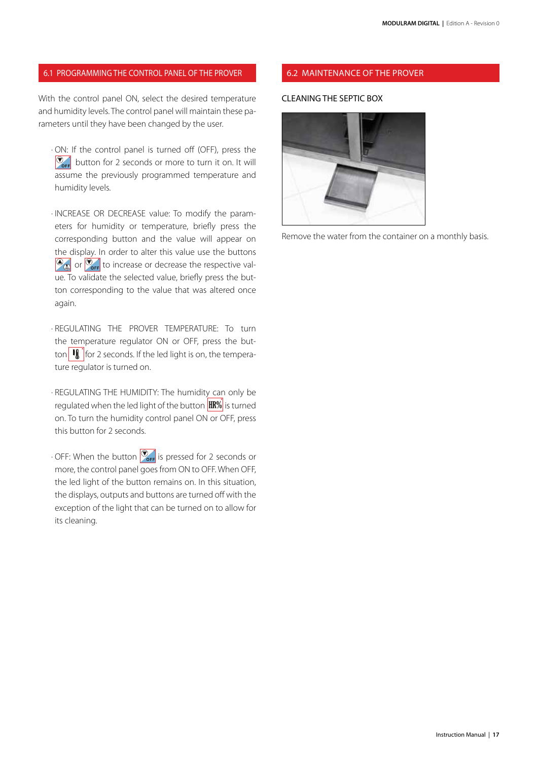## 6.1 PROGRAMMING THE CONTROL PANEL OF THE PROVER

With the control panel ON, select the desired temperature and humidity levels. The control panel will maintain these parameters until they have been changed by the user.

- ON: If the control panel is turned off (OFF), press the OFF button for 2 seconds or more to turn it on. It will assume the previously programmed temperature and humidity levels.

- INCREASE OR DECREASE value: To modify the parameters for humidity or temperature, briefly press the corresponding button and the value will appear on the display. In order to alter this value use the buttons or OFF to increase or decrease the respective value. To validate the selected value, briefly press the button corresponding to the value that was altered once again.

- REGULATING THE PROVER TEMPERATURE: To turn the temperature regulator ON or OFF, press the button for 2 seconds. If the led light is on, the temperature regulator is turned on.

- REGULATING THE HUMIDITY: The humidity can only be regulated when the led light of the button HR% is turned on. To turn the humidity control panel ON or OFF, press this button for 2 seconds.

- OFF: When the button OFF is pressed for 2 seconds or more, the control panel goes from ON to OFF. When OFF, the led light of the button remains on. In this situation, the displays, outputs and buttons are turned off with the exception of the light that can be turned on to allow for its cleaning.

## 6.2 MAINTENANCE OF THE PROVER

### CLEANING THE SEPTIC BOX

Remove the water from the container on a monthly basis.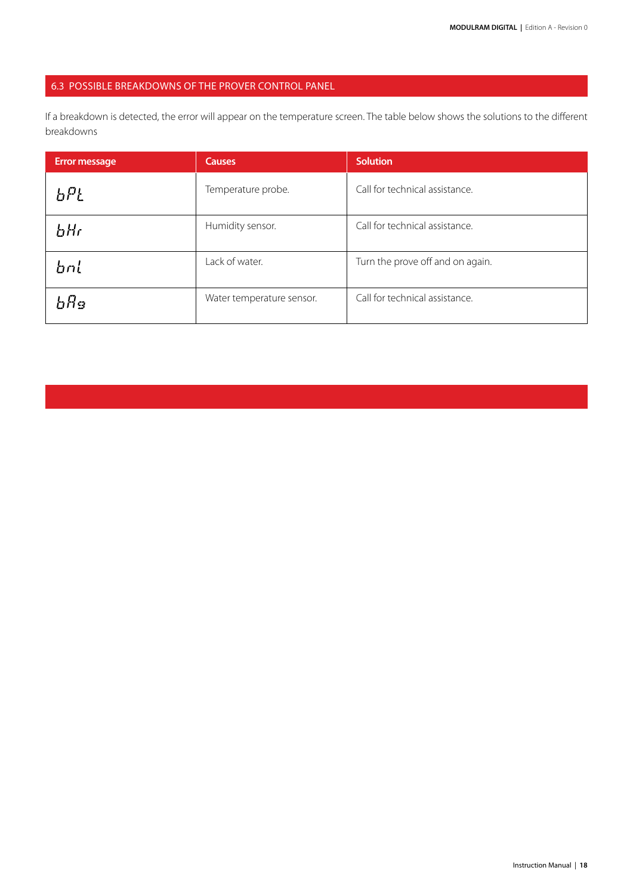## 6.3 POSSIBLE BREAKDOWNS OF THE PROVER CONTROL PANEL

If a breakdown is detected, the error will appear on the temperature screen. The table below shows the solutions to the different breakdowns

| Error message | Causes | Solution |
|---|---|---|
| bPt | Temperature probe. | Call for technical assistance. |
| bHr | Humidity sensor. | Call for technical assistance. |
| bnl | Lack of water. | Turn the prove off and on again. |
| bAg | Water temperature sensor. | Call for technical assistance. |